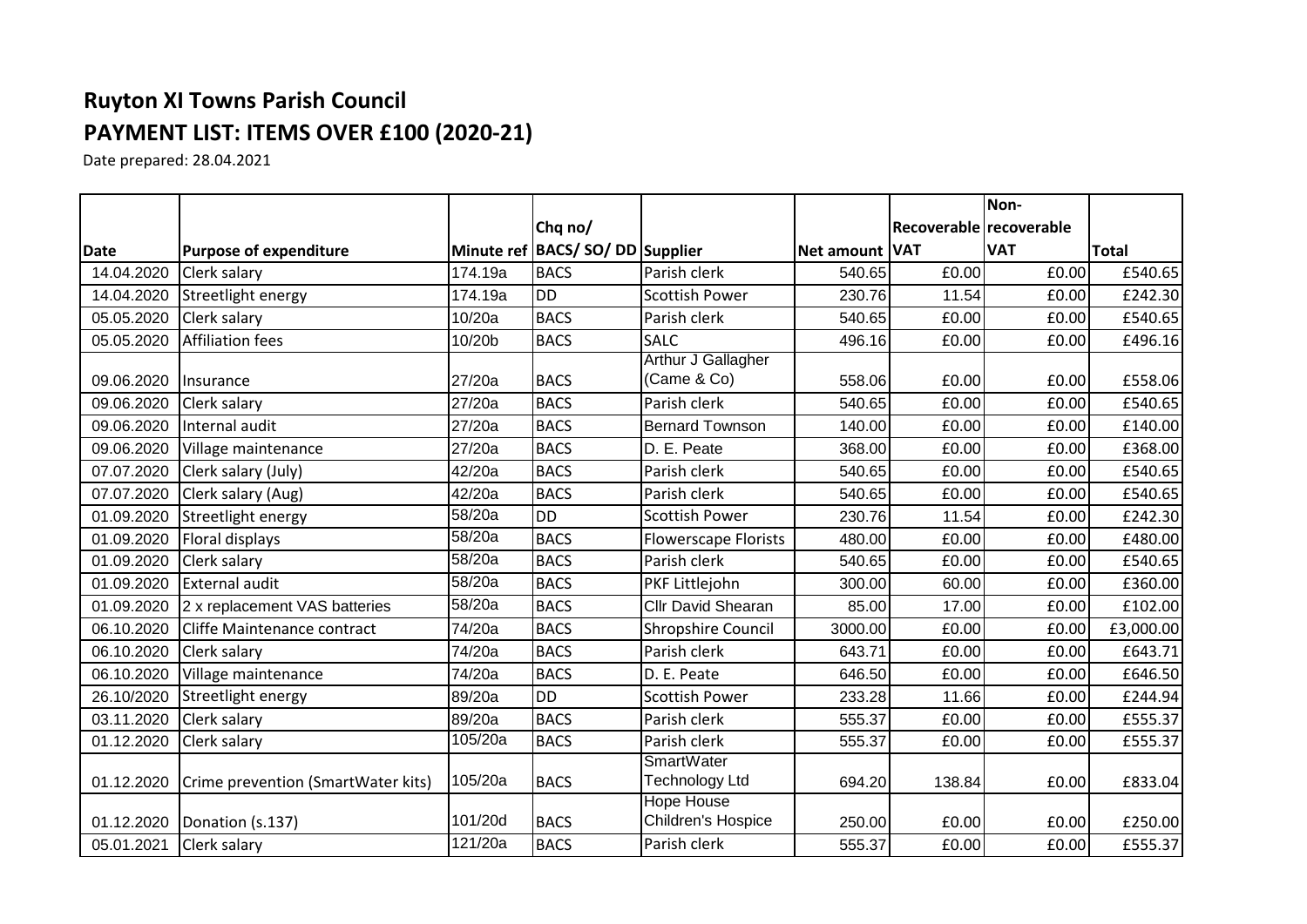# Ruyton XI Towns Parish Council

## PAYMENT LIST: ITEMS OVER £100 (2020-21)

Date prepared: 28.04.2021

| Date | Purpose of expenditure | Minute ref | Chq no/ BACS/ SO/ DD | Supplier | Net amount | Recoverable VAT | Non-recoverable VAT | Total |
|---|---|---|---|---|---|---|---|---|
| 14.04.2020 | Clerk salary | 174.19a | BACS | Parish clerk | 540.65 | £0.00 | £0.00 | £540.65 |
| 14.04.2020 | Streetlight energy | 174.19a | DD | Scottish Power | 230.76 | 11.54 | £0.00 | £242.30 |
| 05.05.2020 | Clerk salary | 10/20a | BACS | Parish clerk | 540.65 | £0.00 | £0.00 | £540.65 |
| 05.05.2020 | Affiliation fees | 10/20b | BACS | SALC | 496.16 | £0.00 | £0.00 | £496.16 |
| 09.06.2020 | Insurance | 27/20a | BACS | Arthur J Gallagher (Came & Co) | 558.06 | £0.00 | £0.00 | £558.06 |
| 09.06.2020 | Clerk salary | 27/20a | BACS | Parish clerk | 540.65 | £0.00 | £0.00 | £540.65 |
| 09.06.2020 | Internal audit | 27/20a | BACS | Bernard Townson | 140.00 | £0.00 | £0.00 | £140.00 |
| 09.06.2020 | Village maintenance | 27/20a | BACS | D. E. Peate | 368.00 | £0.00 | £0.00 | £368.00 |
| 07.07.2020 | Clerk salary (July) | 42/20a | BACS | Parish clerk | 540.65 | £0.00 | £0.00 | £540.65 |
| 07.07.2020 | Clerk salary (Aug) | 42/20a | BACS | Parish clerk | 540.65 | £0.00 | £0.00 | £540.65 |
| 01.09.2020 | Streetlight energy | 58/20a | DD | Scottish Power | 230.76 | 11.54 | £0.00 | £242.30 |
| 01.09.2020 | Floral displays | 58/20a | BACS | Flowerscape Florists | 480.00 | £0.00 | £0.00 | £480.00 |
| 01.09.2020 | Clerk salary | 58/20a | BACS | Parish clerk | 540.65 | £0.00 | £0.00 | £540.65 |
| 01.09.2020 | External audit | 58/20a | BACS | PKF Littlejohn | 300.00 | 60.00 | £0.00 | £360.00 |
| 01.09.2020 | 2 x replacement VAS batteries | 58/20a | BACS | Cllr David Shearan | 85.00 | 17.00 | £0.00 | £102.00 |
| 06.10.2020 | Cliffe Maintenance contract | 74/20a | BACS | Shropshire Council | 3000.00 | £0.00 | £0.00 | £3,000.00 |
| 06.10.2020 | Clerk salary | 74/20a | BACS | Parish clerk | 643.71 | £0.00 | £0.00 | £643.71 |
| 06.10.2020 | Village maintenance | 74/20a | BACS | D. E. Peate | 646.50 | £0.00 | £0.00 | £646.50 |
| 26.10/2020 | Streetlight energy | 89/20a | DD | Scottish Power | 233.28 | 11.66 | £0.00 | £244.94 |
| 03.11.2020 | Clerk salary | 89/20a | BACS | Parish clerk | 555.37 | £0.00 | £0.00 | £555.37 |
| 01.12.2020 | Clerk salary | 105/20a | BACS | Parish clerk | 555.37 | £0.00 | £0.00 | £555.37 |
| 01.12.2020 | Crime prevention (SmartWater kits) | 105/20a | BACS | SmartWater Technology Ltd | 694.20 | 138.84 | £0.00 | £833.04 |
| 01.12.2020 | Donation (s.137) | 101/20d | BACS | Hope House Children's Hospice | 250.00 | £0.00 | £0.00 | £250.00 |
| 05.01.2021 | Clerk salary | 121/20a | BACS | Parish clerk | 555.37 | £0.00 | £0.00 | £555.37 |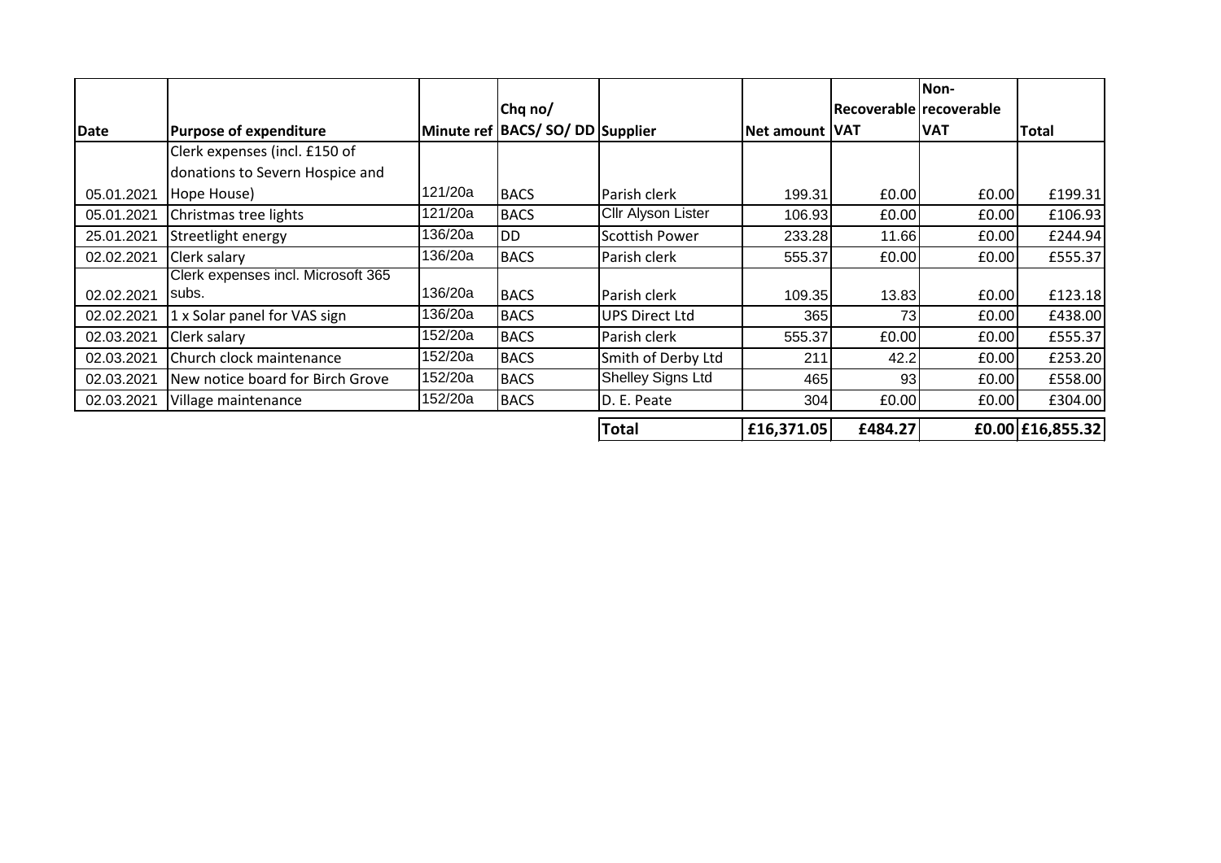| Date | Purpose of expenditure | Minute ref | Chq no/ BACS/ SO/ DD | Supplier | Net amount | Recoverable VAT | Non-recoverable VAT | Total |
|---|---|---|---|---|---|---|---|---|
| 05.01.2021 | Clerk expenses (incl. £150 of donations to Severn Hospice and Hope House) | 121/20a | BACS | Parish clerk | 199.31 | £0.00 | £0.00 | £199.31 |
| 05.01.2021 | Christmas tree lights | 121/20a | BACS | Cllr Alyson Lister | 106.93 | £0.00 | £0.00 | £106.93 |
| 25.01.2021 | Streetlight energy | 136/20a | DD | Scottish Power | 233.28 | 11.66 | £0.00 | £244.94 |
| 02.02.2021 | Clerk salary | 136/20a | BACS | Parish clerk | 555.37 | £0.00 | £0.00 | £555.37 |
| 02.02.2021 | Clerk expenses incl. Microsoft 365 subs. | 136/20a | BACS | Parish clerk | 109.35 | 13.83 | £0.00 | £123.18 |
| 02.02.2021 | 1 x Solar panel for VAS sign | 136/20a | BACS | UPS Direct Ltd | 365 | 73 | £0.00 | £438.00 |
| 02.03.2021 | Clerk salary | 152/20a | BACS | Parish clerk | 555.37 | £0.00 | £0.00 | £555.37 |
| 02.03.2021 | Church clock maintenance | 152/20a | BACS | Smith of Derby Ltd | 211 | 42.2 | £0.00 | £253.20 |
| 02.03.2021 | New notice board for Birch Grove | 152/20a | BACS | Shelley Signs Ltd | 465 | 93 | £0.00 | £558.00 |
| 02.03.2021 | Village maintenance | 152/20a | BACS | D. E. Peate | 304 | £0.00 | £0.00 | £304.00 |
| | | | | **Total** | **£16,371.05** | **£484.27** | **£0.00** | **£16,855.32** |